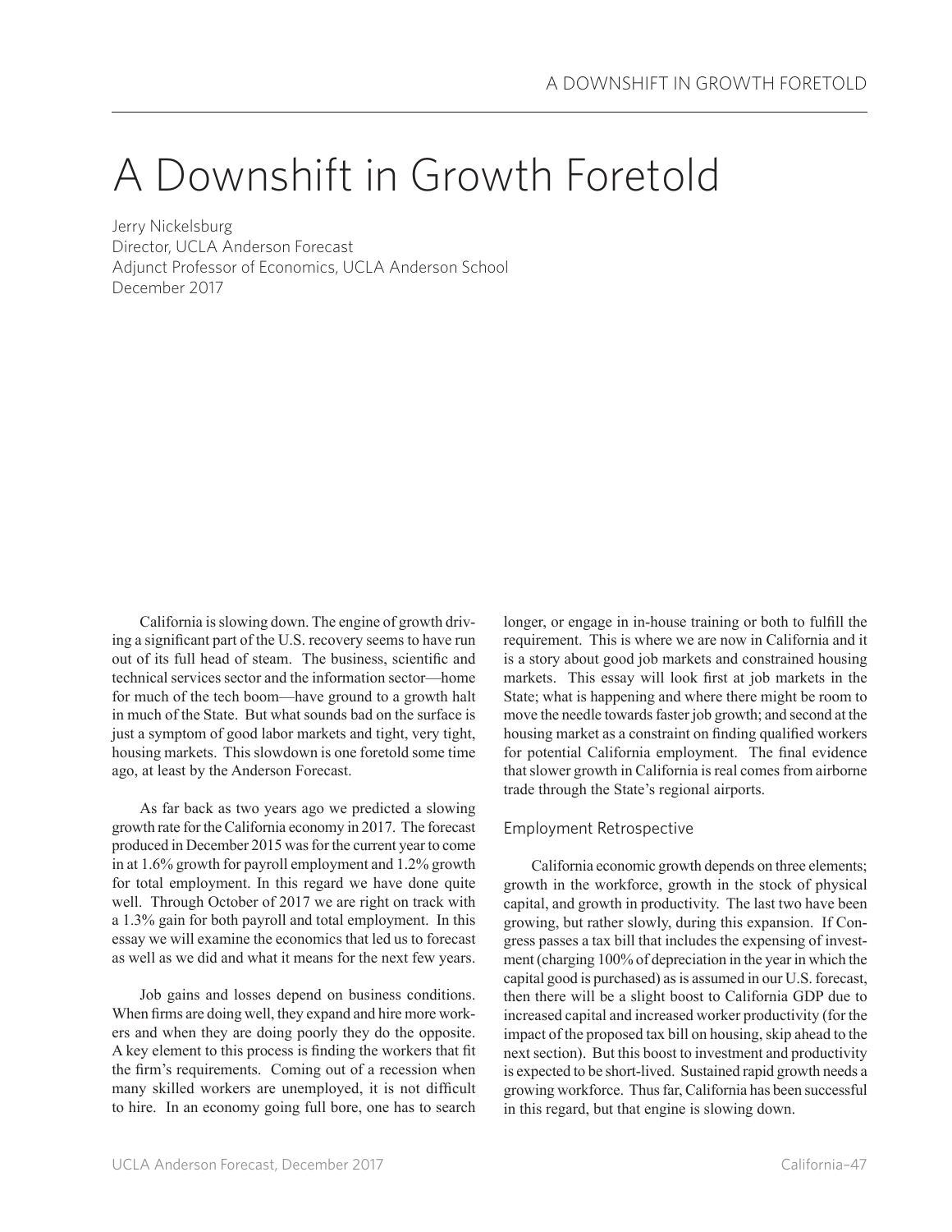# A Downshift in Growth Foretold

Jerry Nickelsburg
Director, UCLA Anderson Forecast
Adjunct Professor of Economics, UCLA Anderson School
December 2017

California is slowing down. The engine of growth driving a significant part of the U.S. recovery seems to have run out of its full head of steam. The business, scientific and technical services sector and the information sector—home for much of the tech boom—have ground to a growth halt in much of the State. But what sounds bad on the surface is just a symptom of good labor markets and tight, very tight, housing markets. This slowdown is one foretold some time ago, at least by the Anderson Forecast.

As far back as two years ago we predicted a slowing growth rate for the California economy in 2017. The forecast produced in December 2015 was for the current year to come in at 1.6% growth for payroll employment and 1.2% growth for total employment. In this regard we have done quite well. Through October of 2017 we are right on track with a 1.3% gain for both payroll and total employment. In this essay we will examine the economics that led us to forecast as well as we did and what it means for the next few years.

Job gains and losses depend on business conditions. When firms are doing well, they expand and hire more workers and when they are doing poorly they do the opposite. A key element to this process is finding the workers that fit the firm's requirements. Coming out of a recession when many skilled workers are unemployed, it is not difficult to hire. In an economy going full bore, one has to search longer, or engage in in-house training or both to fulfill the requirement. This is where we are now in California and it is a story about good job markets and constrained housing markets. This essay will look first at job markets in the State; what is happening and where there might be room to move the needle towards faster job growth; and second at the housing market as a constraint on finding qualified workers for potential California employment. The final evidence that slower growth in California is real comes from airborne trade through the State's regional airports.

## Employment Retrospective

California economic growth depends on three elements; growth in the workforce, growth in the stock of physical capital, and growth in productivity. The last two have been growing, but rather slowly, during this expansion. If Congress passes a tax bill that includes the expensing of investment (charging 100% of depreciation in the year in which the capital good is purchased) as is assumed in our U.S. forecast, then there will be a slight boost to California GDP due to increased capital and increased worker productivity (for the impact of the proposed tax bill on housing, skip ahead to the next section). But this boost to investment and productivity is expected to be short-lived. Sustained rapid growth needs a growing workforce. Thus far, California has been successful in this regard, but that engine is slowing down.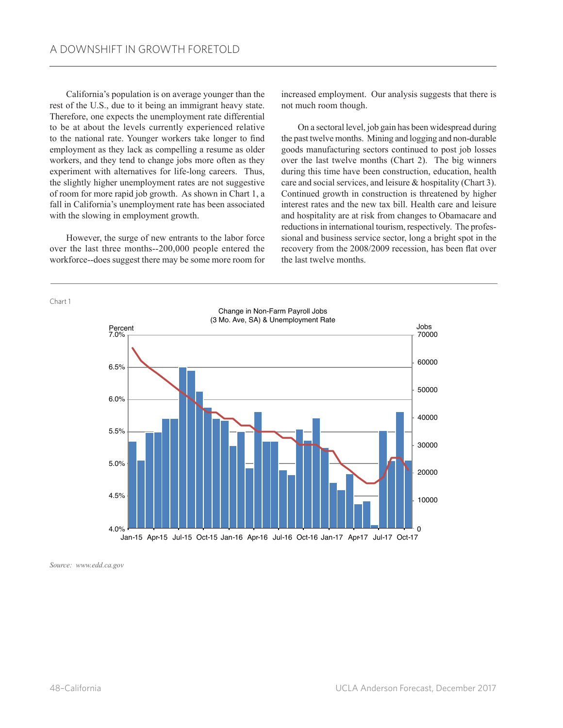California's population is on average younger than the rest of the U.S., due to it being an immigrant heavy state. Therefore, one expects the unemployment rate differential to be at about the levels currently experienced relative to the national rate. Younger workers take longer to find employment as they lack as compelling a resume as older workers, and they tend to change jobs more often as they experiment with alternatives for life-long careers. Thus, the slightly higher unemployment rates are not suggestive of room for more rapid job growth. As shown in Chart 1, a fall in California's unemployment rate has been associated with the slowing in employment growth.

However, the surge of new entrants to the labor force over the last three months--200,000 people entered the workforce--does suggest there may be some more room for increased employment. Our analysis suggests that there is not much room though.

On a sectoral level, job gain has been widespread during the past twelve months. Mining and logging and non-durable goods manufacturing sectors continued to post job losses over the last twelve months (Chart 2). The big winners during this time have been construction, education, health care and social services, and leisure & hospitality (Chart 3). Continued growth in construction is threatened by higher interest rates and the new tax bill. Health care and leisure and hospitality are at risk from changes to Obamacare and reductions in international tourism, respectively. The professional and business service sector, long a bright spot in the recovery from the 2008/2009 recession, has been flat over the last twelve months.

Chart 1

Change in Non-Farm Payroll Jobs (3 Mo. Ave, SA) & Unemployment Rate

*Source: www.edd.ca.gov*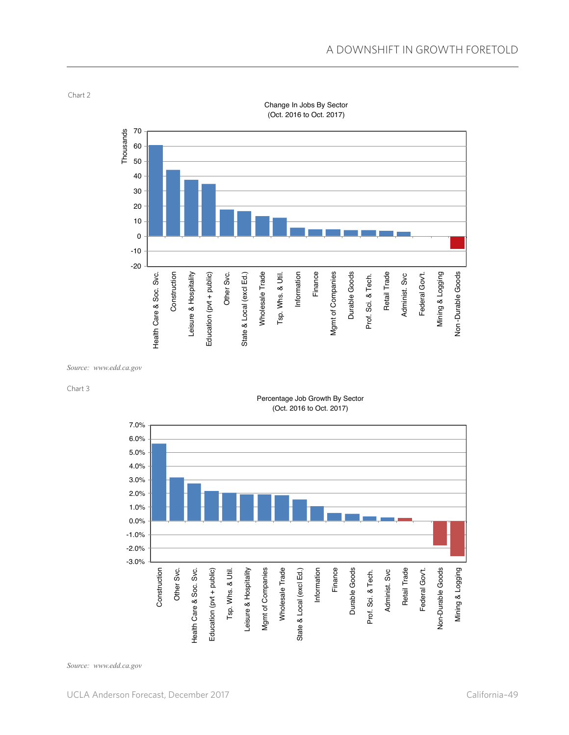Chart 2

Change In Jobs By Sector
(Oct. 2016 to Oct. 2017)

*Source: www.edd.ca.gov*

Chart 3

Percentage Job Growth By Sector
(Oct. 2016 to Oct. 2017)

*Source: www.edd.ca.gov*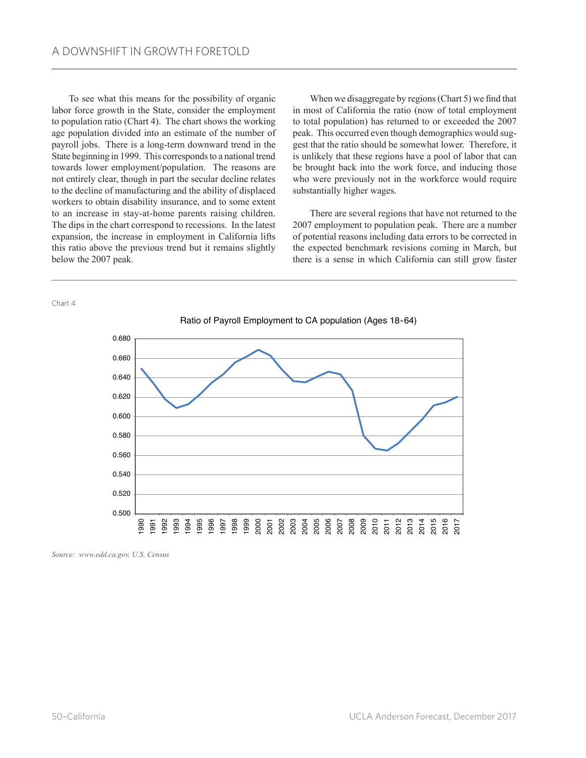To see what this means for the possibility of organic labor force growth in the State, consider the employment to population ratio (Chart 4). The chart shows the working age population divided into an estimate of the number of payroll jobs. There is a long-term downward trend in the State beginning in 1999. This corresponds to a national trend towards lower employment/population. The reasons are not entirely clear, though in part the secular decline relates to the decline of manufacturing and the ability of displaced workers to obtain disability insurance, and to some extent to an increase in stay-at-home parents raising children. The dips in the chart correspond to recessions. In the latest expansion, the increase in employment in California lifts this ratio above the previous trend but it remains slightly below the 2007 peak.

When we disaggregate by regions (Chart 5) we find that in most of California the ratio (now of total employment to total population) has returned to or exceeded the 2007 peak. This occurred even though demographics would suggest that the ratio should be somewhat lower. Therefore, it is unlikely that these regions have a pool of labor that can be brought back into the work force, and inducing those who were previously not in the workforce would require substantially higher wages.

There are several regions that have not returned to the 2007 employment to population peak. There are a number of potential reasons including data errors to be corrected in the expected benchmark revisions coming in March, but there is a sense in which California can still grow faster

Chart 4

Ratio of Payroll Employment to CA population (Ages 18-64)

*Source: www.edd.ca.gov, U.S. Census*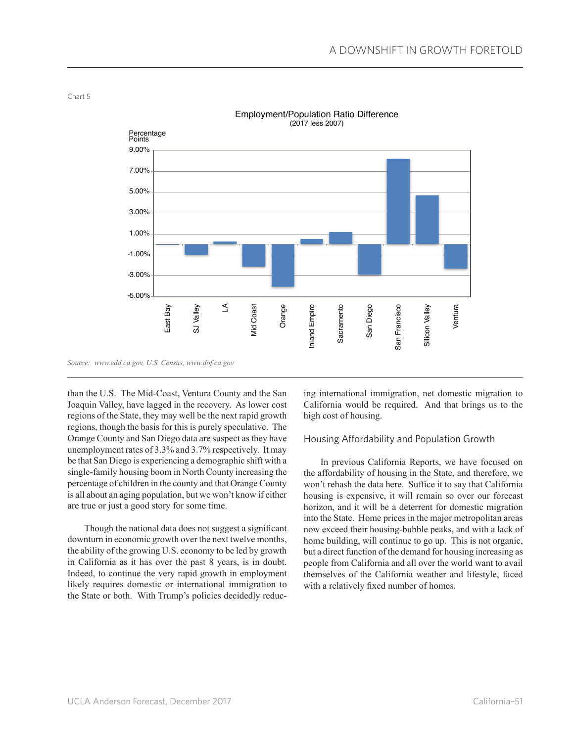Chart 5

Employment/Population Ratio Difference
(2017 less 2007)

Source: www.edd.ca.gov, U.S. Census, www.dof.ca.gov

than the U.S. The Mid-Coast, Ventura County and the San Joaquin Valley, have lagged in the recovery. As lower cost regions of the State, they may well be the next rapid growth regions, though the basis for this is purely speculative. The Orange County and San Diego data are suspect as they have unemployment rates of 3.3% and 3.7% respectively. It may be that San Diego is experiencing a demographic shift with a single-family housing boom in North County increasing the percentage of children in the county and that Orange County is all about an aging population, but we won't know if either are true or just a good story for some time.

Though the national data does not suggest a significant downturn in economic growth over the next twelve months, the ability of the growing U.S. economy to be led by growth in California as it has over the past 8 years, is in doubt. Indeed, to continue the very rapid growth in employment likely requires domestic or international immigration to the State or both. With Trump's policies decidedly reducing international immigration, net domestic migration to California would be required. And that brings us to the high cost of housing.

## Housing Affordability and Population Growth

In previous California Reports, we have focused on the affordability of housing in the State, and therefore, we won't rehash the data here. Suffice it to say that California housing is expensive, it will remain so over our forecast horizon, and it will be a deterrent for domestic migration into the State. Home prices in the major metropolitan areas now exceed their housing-bubble peaks, and with a lack of home building, will continue to go up. This is not organic, but a direct function of the demand for housing increasing as people from California and all over the world want to avail themselves of the California weather and lifestyle, faced with a relatively fixed number of homes.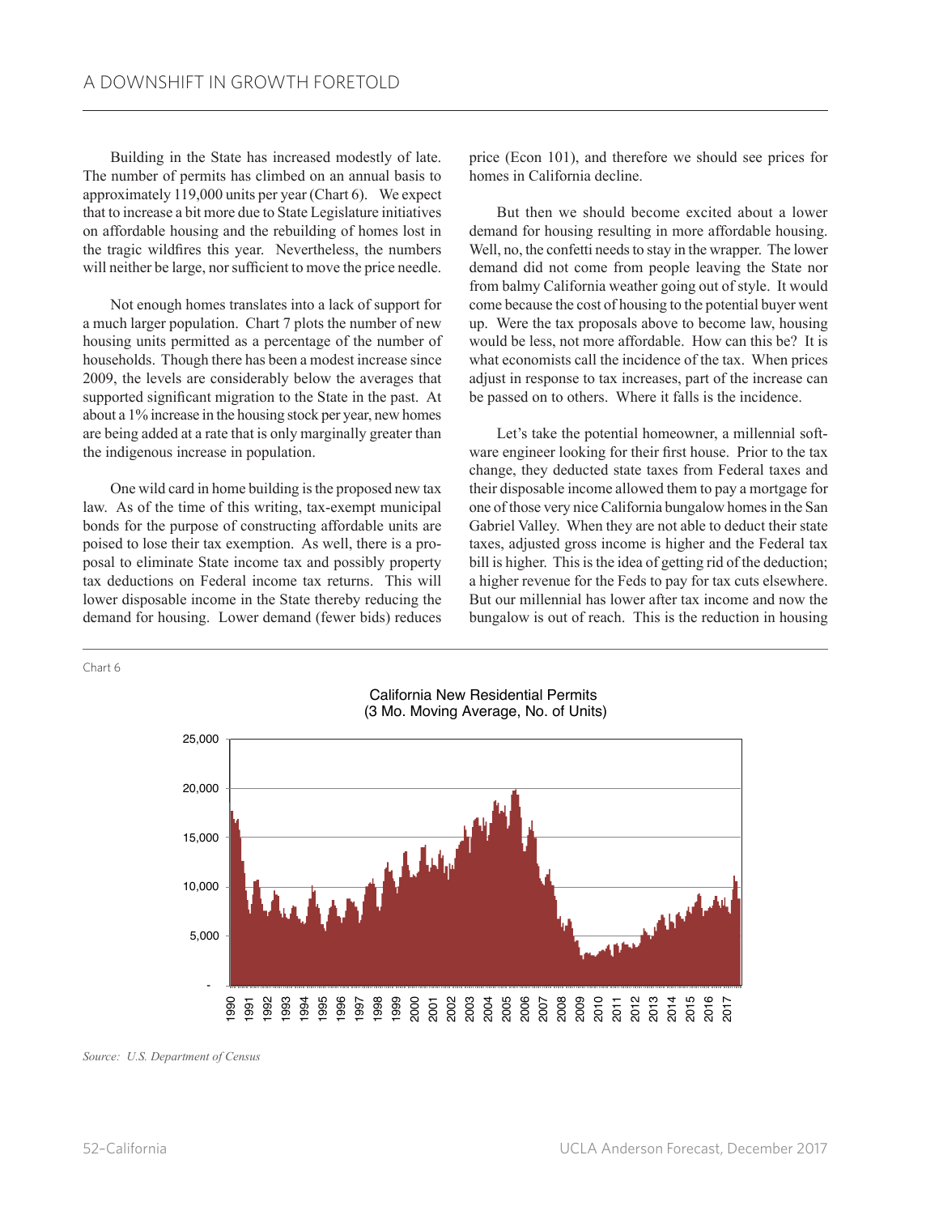Building in the State has increased modestly of late. The number of permits has climbed on an annual basis to approximately 119,000 units per year (Chart 6). We expect that to increase a bit more due to State Legislature initiatives on affordable housing and the rebuilding of homes lost in the tragic wildfires this year. Nevertheless, the numbers will neither be large, nor sufficient to move the price needle.

Not enough homes translates into a lack of support for a much larger population. Chart 7 plots the number of new housing units permitted as a percentage of the number of households. Though there has been a modest increase since 2009, the levels are considerably below the averages that supported significant migration to the State in the past. At about a 1% increase in the housing stock per year, new homes are being added at a rate that is only marginally greater than the indigenous increase in population.

One wild card in home building is the proposed new tax law. As of the time of this writing, tax-exempt municipal bonds for the purpose of constructing affordable units are poised to lose their tax exemption. As well, there is a proposal to eliminate State income tax and possibly property tax deductions on Federal income tax returns. This will lower disposable income in the State thereby reducing the demand for housing. Lower demand (fewer bids) reduces price (Econ 101), and therefore we should see prices for homes in California decline.

But then we should become excited about a lower demand for housing resulting in more affordable housing. Well, no, the confetti needs to stay in the wrapper. The lower demand did not come from people leaving the State nor from balmy California weather going out of style. It would come because the cost of housing to the potential buyer went up. Were the tax proposals above to become law, housing would be less, not more affordable. How can this be? It is what economists call the incidence of the tax. When prices adjust in response to tax increases, part of the increase can be passed on to others. Where it falls is the incidence.

Let's take the potential homeowner, a millennial software engineer looking for their first house. Prior to the tax change, they deducted state taxes from Federal taxes and their disposable income allowed them to pay a mortgage for one of those very nice California bungalow homes in the San Gabriel Valley. When they are not able to deduct their state taxes, adjusted gross income is higher and the Federal tax bill is higher. This is the idea of getting rid of the deduction; a higher revenue for the Feds to pay for tax cuts elsewhere. But our millennial has lower after tax income and now the bungalow is out of reach. This is the reduction in housing

Chart 6

California New Residential Permits
(3 Mo. Moving Average, No. of Units)

*Source: U.S. Department of Census*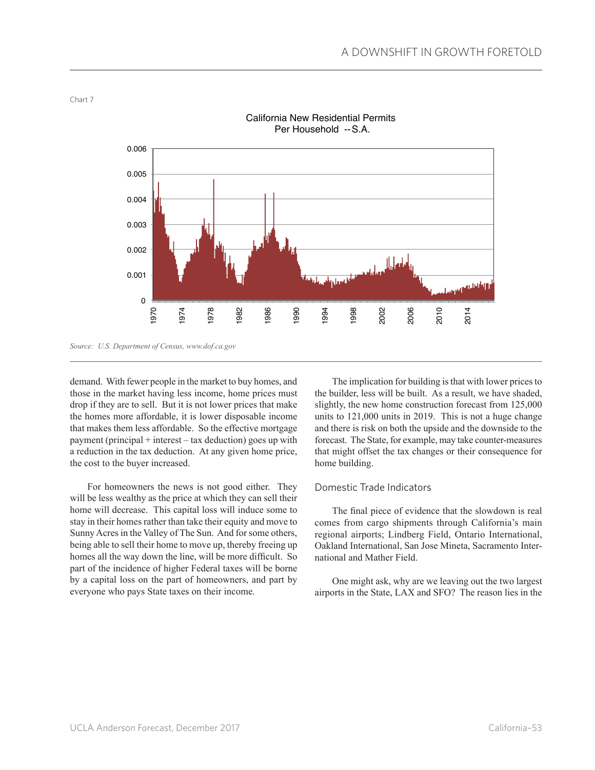Chart 7

California New Residential Permits Per Household --S.A.

*Source: U.S. Department of Census, www.dof.ca.gov*

demand. With fewer people in the market to buy homes, and those in the market having less income, home prices must drop if they are to sell. But it is not lower prices that make the homes more affordable, it is lower disposable income that makes them less affordable. So the effective mortgage payment (principal + interest – tax deduction) goes up with a reduction in the tax deduction. At any given home price, the cost to the buyer increased.

For homeowners the news is not good either. They will be less wealthy as the price at which they can sell their home will decrease. This capital loss will induce some to stay in their homes rather than take their equity and move to Sunny Acres in the Valley of The Sun. And for some others, being able to sell their home to move up, thereby freeing up homes all the way down the line, will be more difficult. So part of the incidence of higher Federal taxes will be borne by a capital loss on the part of homeowners, and part by everyone who pays State taxes on their income.

The implication for building is that with lower prices to the builder, less will be built. As a result, we have shaded, slightly, the new home construction forecast from 125,000 units to 121,000 units in 2019. This is not a huge change and there is risk on both the upside and the downside to the forecast. The State, for example, may take counter-measures that might offset the tax changes or their consequence for home building.

## Domestic Trade Indicators

The final piece of evidence that the slowdown is real comes from cargo shipments through California's main regional airports; Lindberg Field, Ontario International, Oakland International, San Jose Mineta, Sacramento International and Mather Field.

One might ask, why are we leaving out the two largest airports in the State, LAX and SFO? The reason lies in the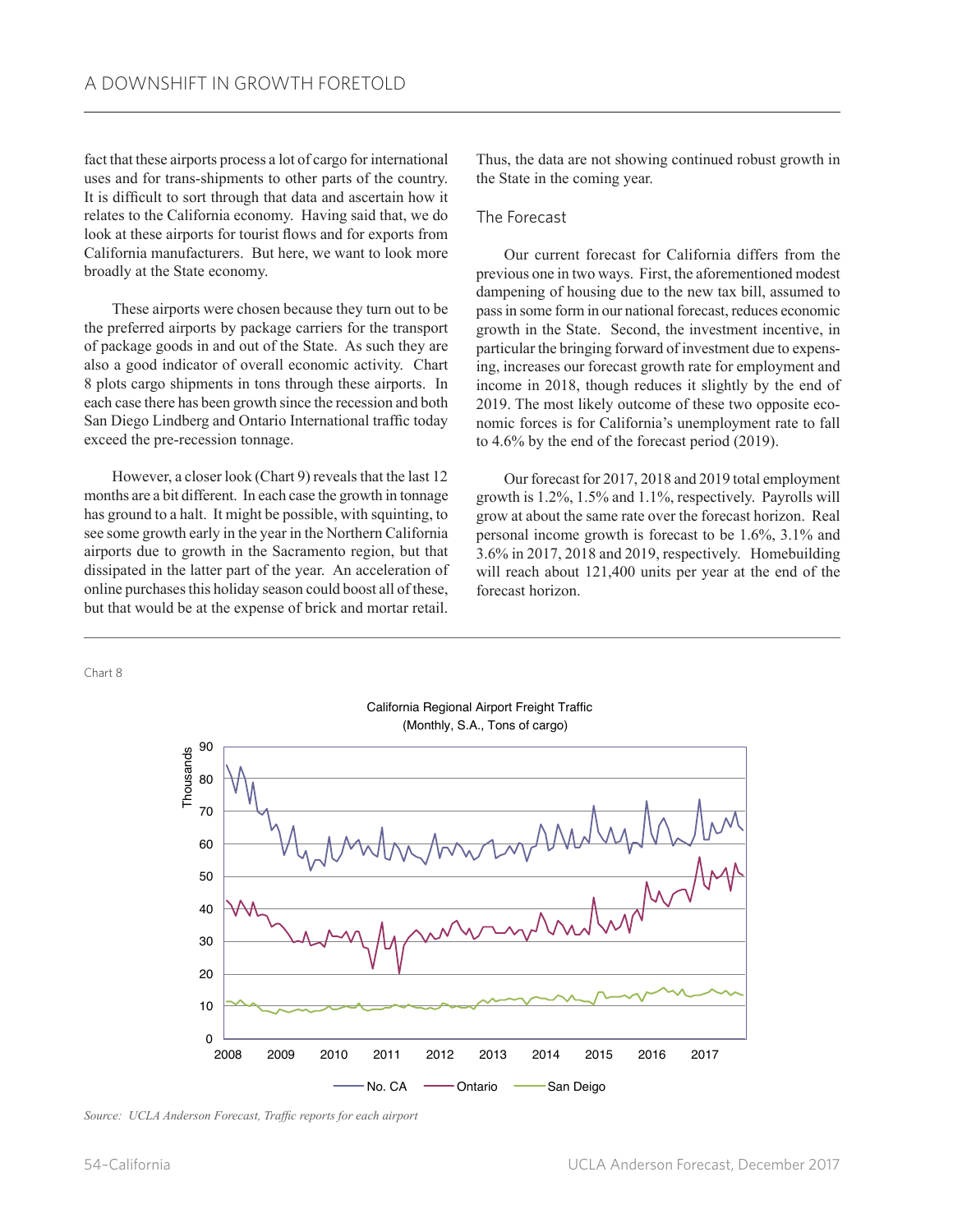fact that these airports process a lot of cargo for international uses and for trans-shipments to other parts of the country. It is difficult to sort through that data and ascertain how it relates to the California economy. Having said that, we do look at these airports for tourist flows and for exports from California manufacturers. But here, we want to look more broadly at the State economy.

These airports were chosen because they turn out to be the preferred airports by package carriers for the transport of package goods in and out of the State. As such they are also a good indicator of overall economic activity. Chart 8 plots cargo shipments in tons through these airports. In each case there has been growth since the recession and both San Diego Lindberg and Ontario International traffic today exceed the pre-recession tonnage.

However, a closer look (Chart 9) reveals that the last 12 months are a bit different. In each case the growth in tonnage has ground to a halt. It might be possible, with squinting, to see some growth early in the year in the Northern California airports due to growth in the Sacramento region, but that dissipated in the latter part of the year. An acceleration of online purchases this holiday season could boost all of these, but that would be at the expense of brick and mortar retail. Thus, the data are not showing continued robust growth in the State in the coming year.

## The Forecast

Our current forecast for California differs from the previous one in two ways. First, the aforementioned modest dampening of housing due to the new tax bill, assumed to pass in some form in our national forecast, reduces economic growth in the State. Second, the investment incentive, in particular the bringing forward of investment due to expensing, increases our forecast growth rate for employment and income in 2018, though reduces it slightly by the end of 2019. The most likely outcome of these two opposite economic forces is for California's unemployment rate to fall to 4.6% by the end of the forecast period (2019).

Our forecast for 2017, 2018 and 2019 total employment growth is 1.2%, 1.5% and 1.1%, respectively. Payrolls will grow at about the same rate over the forecast horizon. Real personal income growth is forecast to be 1.6%, 3.1% and 3.6% in 2017, 2018 and 2019, respectively. Homebuilding will reach about 121,400 units per year at the end of the forecast horizon.

Chart 8

California Regional Airport Freight Traffic
(Monthly, S.A., Tons of cargo)

*Source: UCLA Anderson Forecast, Traffic reports for each airport*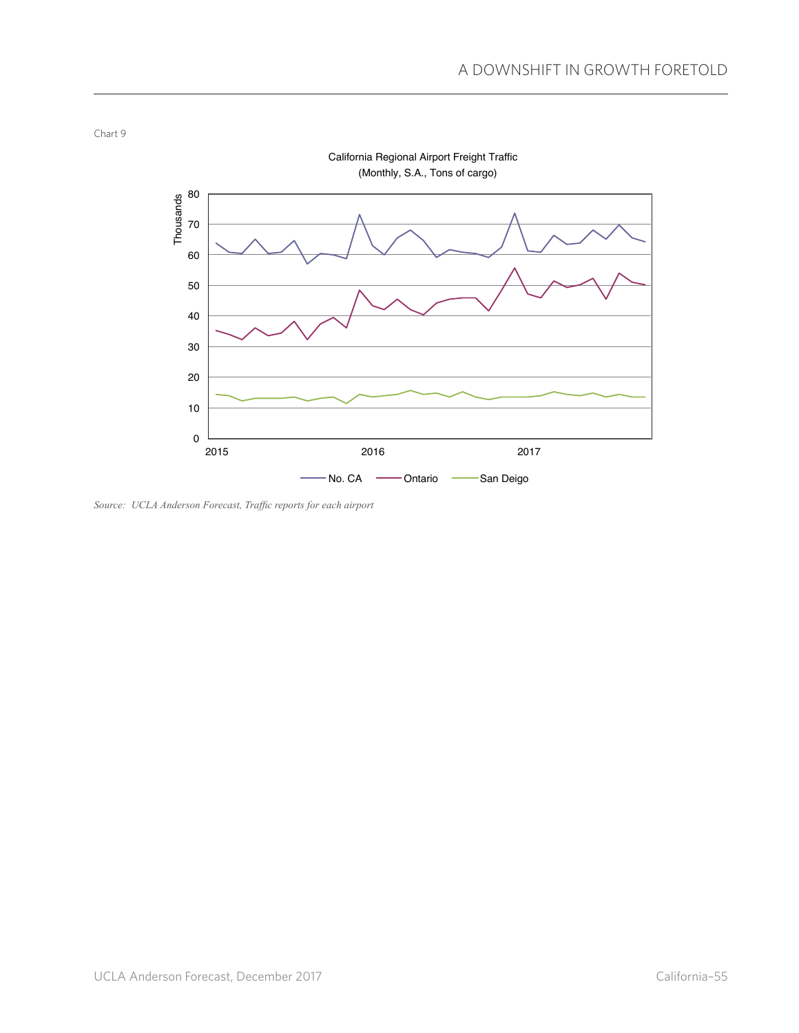Chart 9

California Regional Airport Freight Traffic
(Monthly, S.A., Tons of cargo)

Thousands

80
70
60
50
40
30
20
10
0

2015
2016
2017

No. CA
Ontario
San Deigo

*Source: UCLA Anderson Forecast, Traffic reports for each airport*